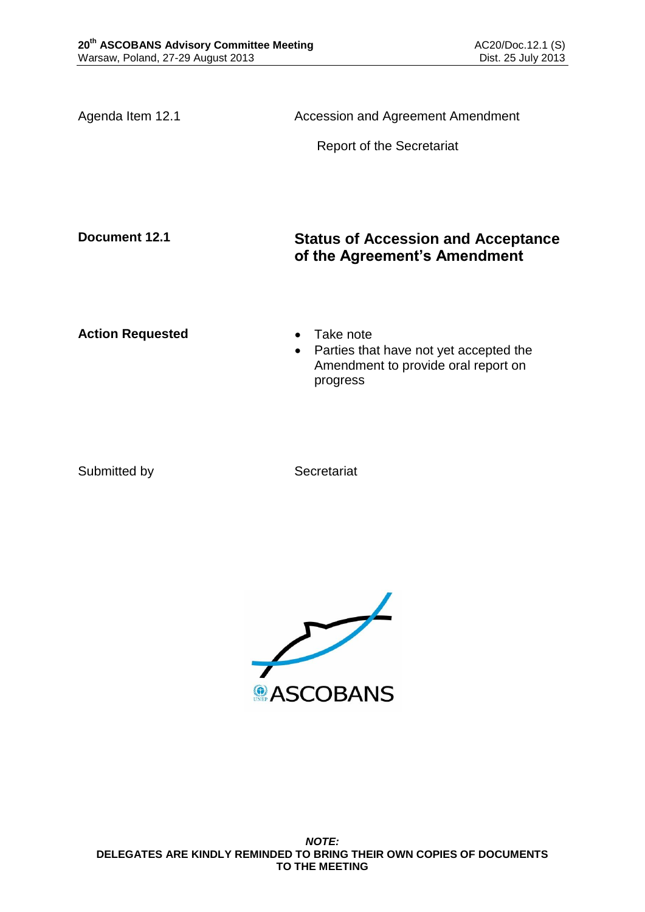Agenda Item 12.1 | Accession and Agreement Amendment

Report of the Secretariat

**Document 12.1**

## Status of Accession and Acceptance of the Agreement's Amendment

**Action Requested**

- Take note
- Parties that have not yet accepted the Amendment to provide oral report on progress

Submitted by: Secretariat

***NOTE:***
**DELEGATES ARE KINDLY REMINDED TO BRING THEIR OWN COPIES OF DOCUMENTS TO THE MEETING**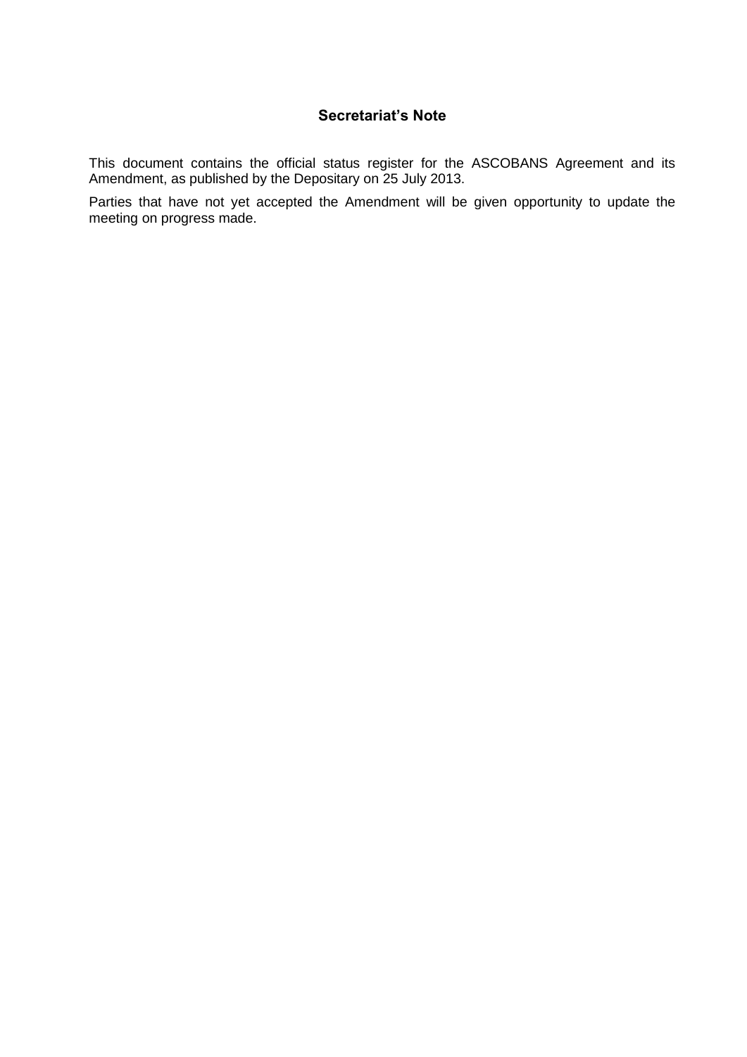## Secretariat’s Note

This document contains the official status register for the ASCOBANS Agreement and its Amendment, as published by the Depositary on 25 July 2013.

Parties that have not yet accepted the Amendment will be given opportunity to update the meeting on progress made.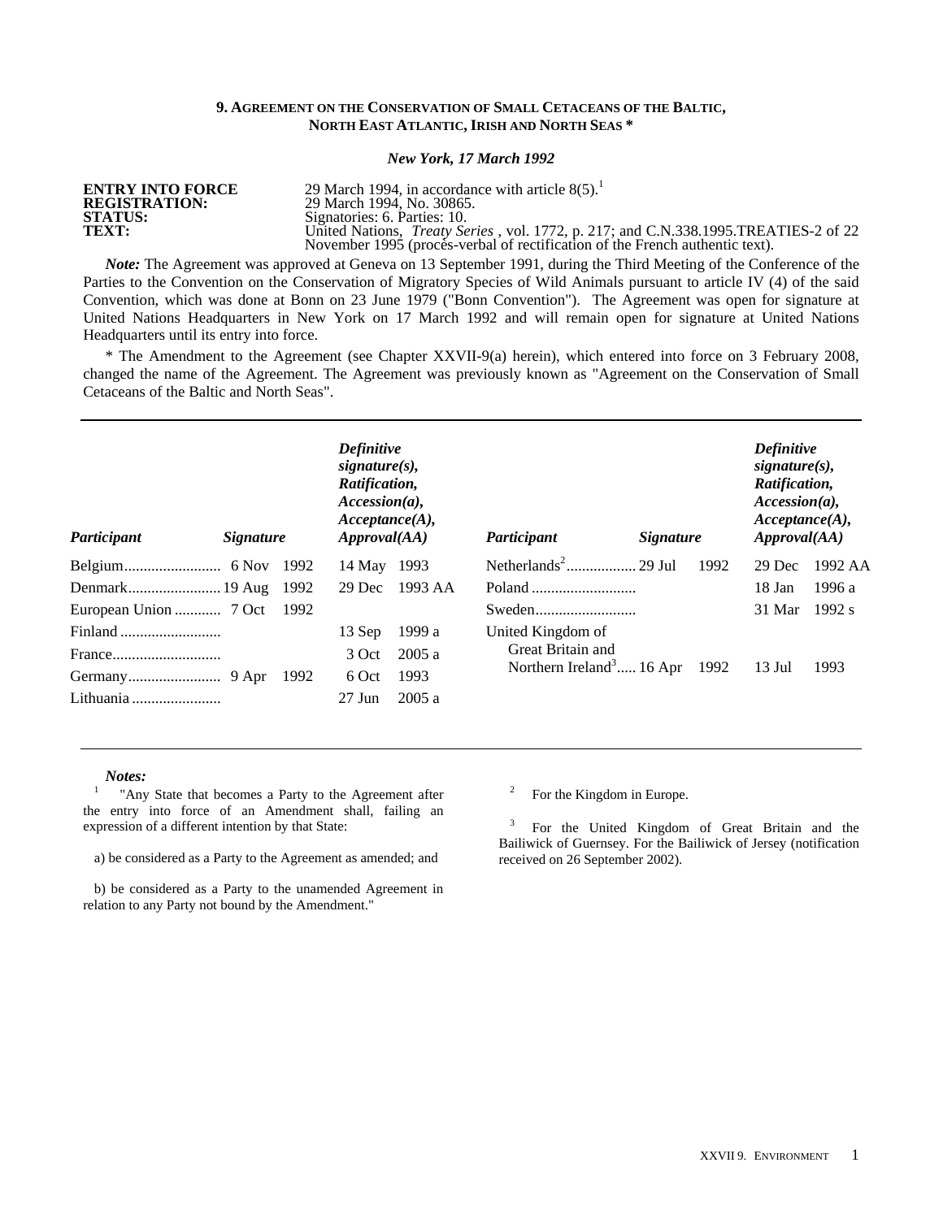### 9. AGREEMENT ON THE CONSERVATION OF SMALL CETACEANS OF THE BALTIC, NORTH EAST ATLANTIC, IRISH AND NORTH SEAS *

***New York, 17 March 1992***

| | |
|---|---|
| **ENTRY INTO FORCE** | 29 March 1994, in accordance with article 8(5).[1] |
| **REGISTRATION:** | 29 March 1994, No. 30865. |
| **STATUS:** | Signatories: 6. Parties: 10. |
| **TEXT:** | United Nations, *Treaty Series* , vol. 1772, p. 217; and C.N.338.1995.TREATIES-2 of 22 November 1995 (procès-verbal of rectification of the French authentic text). |

***Note:*** The Agreement was approved at Geneva on 13 September 1991, during the Third Meeting of the Conference of the Parties to the Convention on the Conservation of Migratory Species of Wild Animals pursuant to article IV (4) of the said Convention, which was done at Bonn on 23 June 1979 ("Bonn Convention"). The Agreement was open for signature at United Nations Headquarters in New York on 17 March 1992 and will remain open for signature at United Nations Headquarters until its entry into force.

* The Amendment to the Agreement (see Chapter XXVII-9(a) herein), which entered into force on 3 February 2008, changed the name of the Agreement. The Agreement was previously known as "Agreement on the Conservation of Small Cetaceans of the Baltic and North Seas".

| *Participant* | *Signature* | *Definitive signature(s), Ratification, Accession(a), Acceptance(A), Approval(AA)* |
|---|---|---|
| Belgium | 6 Nov 1992 | 14 May 1993 |
| Denmark | 19 Aug 1992 | 29 Dec 1993 AA |
| European Union | 7 Oct 1992 | |
| Finland | | 13 Sep 1999 a |
| France | | 3 Oct 2005 a |
| Germany | 9 Apr 1992 | 6 Oct 1993 |
| Lithuania | | 27 Jun 2005 a |
| Netherlands[2] | 29 Jul 1992 | 29 Dec 1992 AA |
| Poland | | 18 Jan 1996 a |
| Sweden | | 31 Mar 1992 s |
| United Kingdom of Great Britain and Northern Ireland[3] | 16 Apr 1992 | 13 Jul 1993 |

***Notes:***

[1] "Any State that becomes a Party to the Agreement after the entry into force of an Amendment shall, failing an expression of a different intention by that State:

a) be considered as a Party to the Agreement as amended; and

b) be considered as a Party to the unamended Agreement in relation to any Party not bound by the Amendment."

[2] For the Kingdom in Europe.

[3] For the United Kingdom of Great Britain and the Bailiwick of Guernsey. For the Bailiwick of Jersey (notification received on 26 September 2002).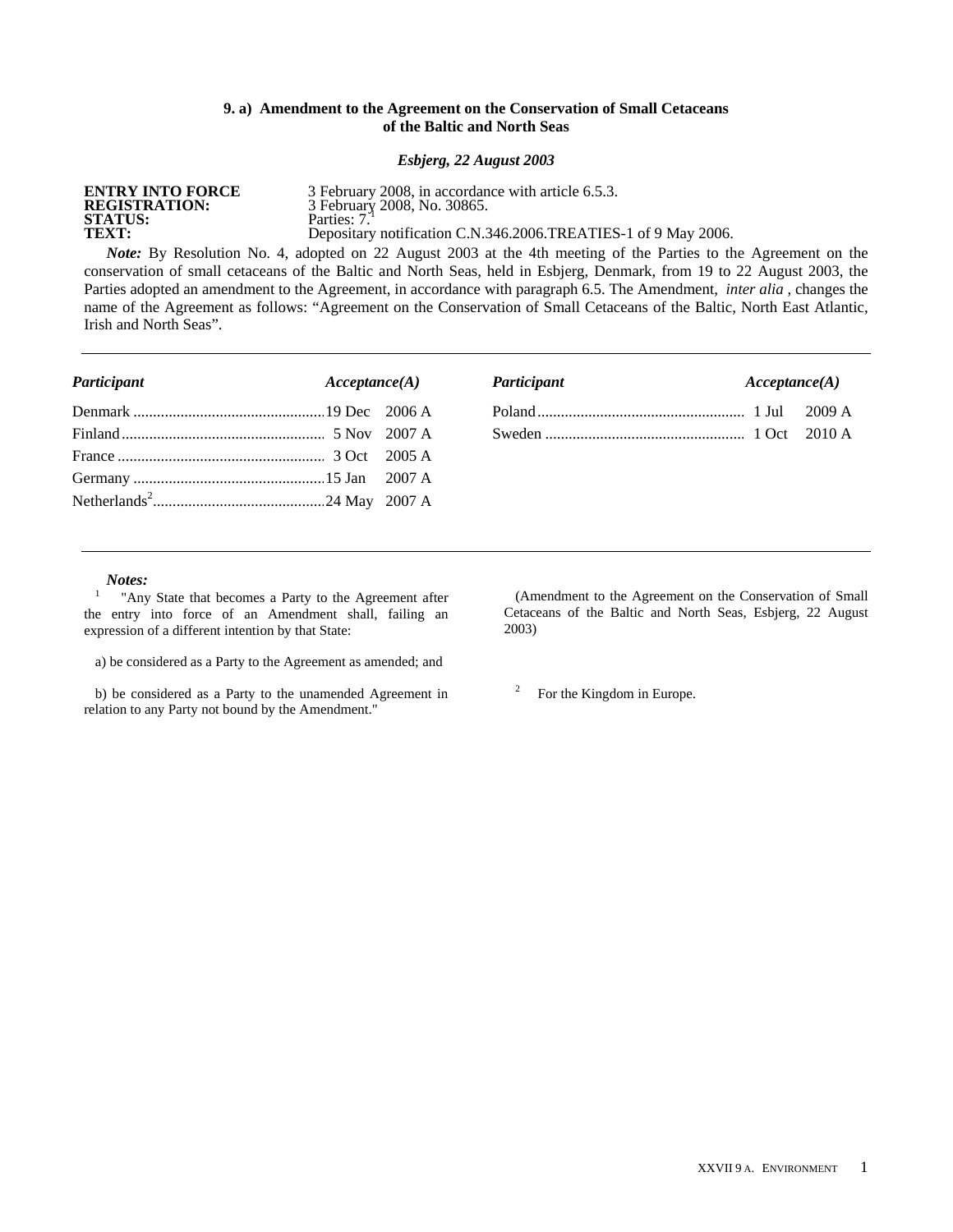### 9. a) Amendment to the Agreement on the Conservation of Small Cetaceans of the Baltic and North Seas

***Esbjerg, 22 August 2003***

**ENTRY INTO FORCE** 3 February 2008, in accordance with article 6.5.3.
**REGISTRATION:** 3 February 2008, No. 30865.
**STATUS:** Parties: 7.[1]
**TEXT:** Depositary notification C.N.346.2006.TREATIES-1 of 9 May 2006.

*Note:* By Resolution No. 4, adopted on 22 August 2003 at the 4th meeting of the Parties to the Agreement on the conservation of small cetaceans of the Baltic and North Seas, held in Esbjerg, Denmark, from 19 to 22 August 2003, the Parties adopted an amendment to the Agreement, in accordance with paragraph 6.5. The Amendment, *inter alia* , changes the name of the Agreement as follows: "Agreement on the Conservation of Small Cetaceans of the Baltic, North East Atlantic, Irish and North Seas".

| *Participant* | *Acceptance(A)* |
|---|---|
| Denmark | 19 Dec 2006 A |
| Finland | 5 Nov 2007 A |
| France | 3 Oct 2005 A |
| Germany | 15 Jan 2007 A |
| Netherlands[2] | 24 May 2007 A |
| Poland | 1 Jul 2009 A |
| Sweden | 1 Oct 2010 A |

*Notes:*

[1] "Any State that becomes a Party to the Agreement after the entry into force of an Amendment shall, failing an expression of a different intention by that State:

a) be considered as a Party to the Agreement as amended; and

b) be considered as a Party to the unamended Agreement in relation to any Party not bound by the Amendment."

(Amendment to the Agreement on the Conservation of Small Cetaceans of the Baltic and North Seas, Esbjerg, 22 August 2003)

[2] For the Kingdom in Europe.